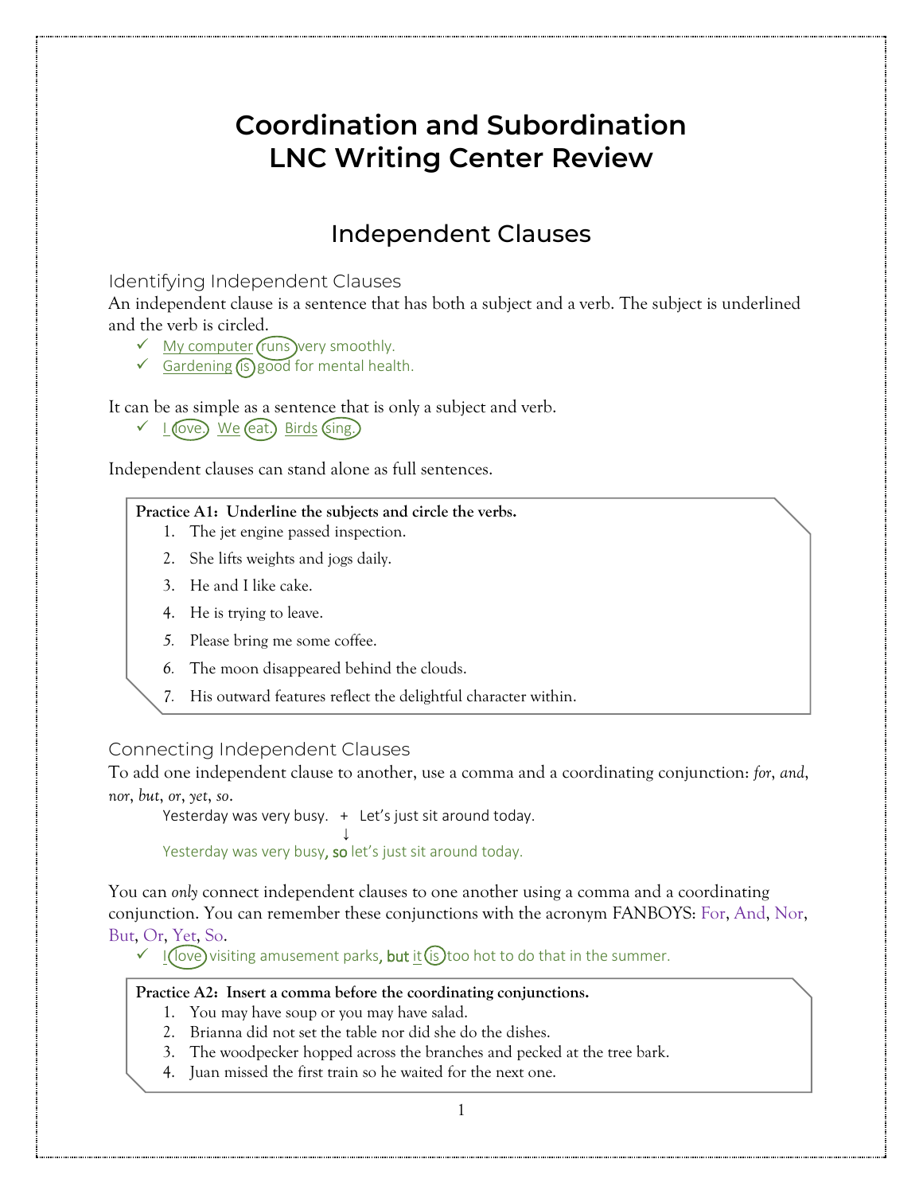# Coordination and Subordination
# LNC Writing Center Review

## Independent Clauses

### Identifying Independent Clauses

An independent clause is a sentence that has both a subject and a verb. The subject is underlined and the verb is circled.

- ✓ My computer runs very smoothly.
- ✓ Gardening is good for mental health.

It can be as simple as a sentence that is only a subject and verb.

- ✓ I love. We eat. Birds sing.

Independent clauses can stand alone as full sentences.

> **Practice A1: Underline the subjects and circle the verbs.**
> 1. The jet engine passed inspection.
> 2. She lifts weights and jogs daily.
> 3. He and I like cake.
> 4. He is trying to leave.
> 5. Please bring me some coffee.
> 6. The moon disappeared behind the clouds.
> 7. His outward features reflect the delightful character within.

### Connecting Independent Clauses

To add one independent clause to another, use a comma and a coordinating conjunction: *for*, *and*, *nor*, *but*, *or*, *yet*, *so*.

Yesterday was very busy. + Let's just sit around today.

↓

Yesterday was very busy, **so** let's just sit around today.

You can *only* connect independent clauses to one another using a comma and a coordinating conjunction. You can remember these conjunctions with the acronym FANBOYS: For, And, Nor, But, Or, Yet, So.

- ✓ I love visiting amusement parks, **but** it is too hot to do that in the summer.

> **Practice A2: Insert a comma before the coordinating conjunctions.**
> 1. You may have soup or you may have salad.
> 2. Brianna did not set the table nor did she do the dishes.
> 3. The woodpecker hopped across the branches and pecked at the tree bark.
> 4. Juan missed the first train so he waited for the next one.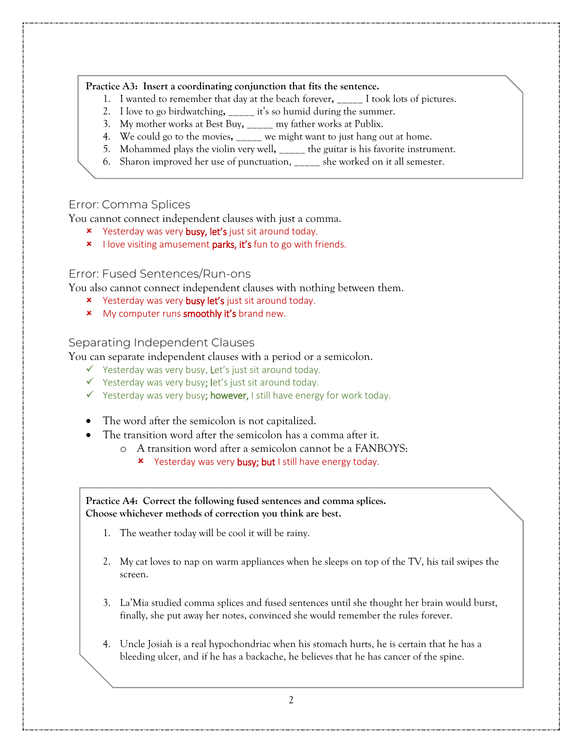**Practice A3: Insert a coordinating conjunction that fits the sentence.**

1. I wanted to remember that day at the beach forever, _____ I took lots of pictures.
2. I love to go birdwatching, _____ it's so humid during the summer.
3. My mother works at Best Buy, _____ my father works at Publix.
4. We could go to the movies, _____ we might want to just hang out at home.
5. Mohammed plays the violin very well, _____ the guitar is his favorite instrument.
6. Sharon improved her use of punctuation, _____ she worked on it all semester.

## Error: Comma Splices

You cannot connect independent clauses with just a comma.

- ✗ Yesterday was very **busy, let's** just sit around today.
- ✗ I love visiting amusement **parks, it's** fun to go with friends.

## Error: Fused Sentences/Run-ons

You also cannot connect independent clauses with nothing between them.

- ✗ Yesterday was very **busy let's** just sit around today.
- ✗ My computer runs **smoothly it's** brand new.

## Separating Independent Clauses

You can separate independent clauses with a period or a semicolon.

- ✓ Yesterday was very busy. Let's just sit around today.
- ✓ Yesterday was very busy; let's just sit around today.
- ✓ Yesterday was very busy; **however,** I still have energy for work today.

- The word after the semicolon is not capitalized.
- The transition word after the semicolon has a comma after it.
  - A transition word after a semicolon cannot be a FANBOYS:
    - ✗ Yesterday was very **busy; but** I still have energy today.

**Practice A4: Correct the following fused sentences and comma splices.**
**Choose whichever methods of correction you think are best.**

1. The weather today will be cool it will be rainy.

2. My cat loves to nap on warm appliances when he sleeps on top of the TV, his tail swipes the screen.

3. La'Mia studied comma splices and fused sentences until she thought her brain would burst, finally, she put away her notes, convinced she would remember the rules forever.

4. Uncle Josiah is a real hypochondriac when his stomach hurts, he is certain that he has a bleeding ulcer, and if he has a backache, he believes that he has cancer of the spine.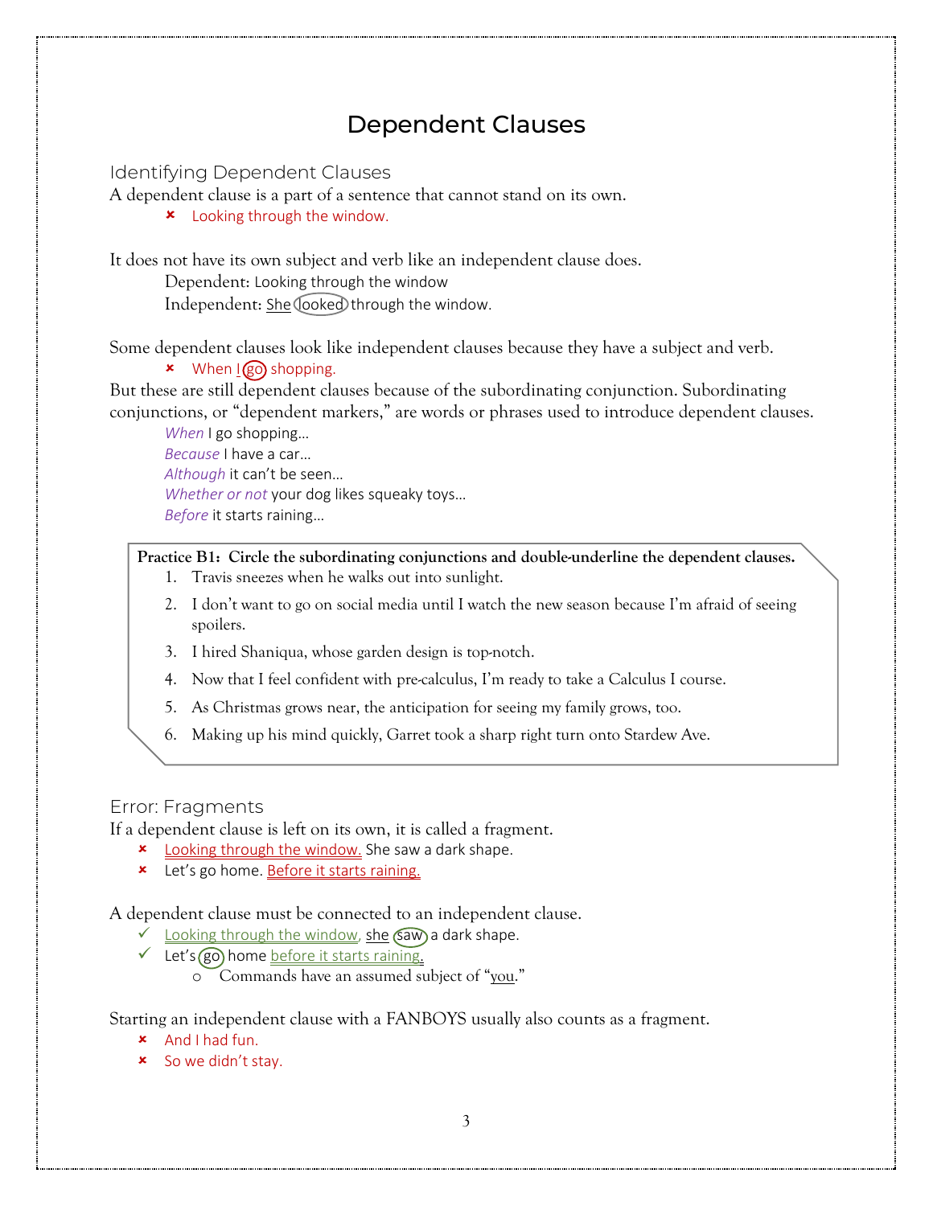# Dependent Clauses

## Identifying Dependent Clauses

A dependent clause is a part of a sentence that cannot stand on its own.

- ✘ Looking through the window.

It does not have its own subject and verb like an independent clause does.

Dependent: Looking through the window
Independent: She looked through the window.

Some dependent clauses look like independent clauses because they have a subject and verb.

- ✘ When I go shopping.

But these are still dependent clauses because of the subordinating conjunction. Subordinating conjunctions, or "dependent markers," are words or phrases used to introduce dependent clauses.

*When* I go shopping…
*Because* I have a car…
*Although* it can't be seen…
*Whether or not* your dog likes squeaky toys…
*Before* it starts raining…

**Practice B1: Circle the subordinating conjunctions and double-underline the dependent clauses.**

1. Travis sneezes when he walks out into sunlight.
2. I don't want to go on social media until I watch the new season because I'm afraid of seeing spoilers.
3. I hired Shaniqua, whose garden design is top-notch.
4. Now that I feel confident with pre-calculus, I'm ready to take a Calculus I course.
5. As Christmas grows near, the anticipation for seeing my family grows, too.
6. Making up his mind quickly, Garret took a sharp right turn onto Stardew Ave.

## Error: Fragments

If a dependent clause is left on its own, it is called a fragment.

- ✘ Looking through the window. She saw a dark shape.
- ✘ Let's go home. Before it starts raining.

A dependent clause must be connected to an independent clause.

- ✓ Looking through the window, she saw a dark shape.
- ✓ Let's go home before it starts raining.
  - Commands have an assumed subject of "you."

Starting an independent clause with a FANBOYS usually also counts as a fragment.

- ✘ And I had fun.
- ✘ So we didn't stay.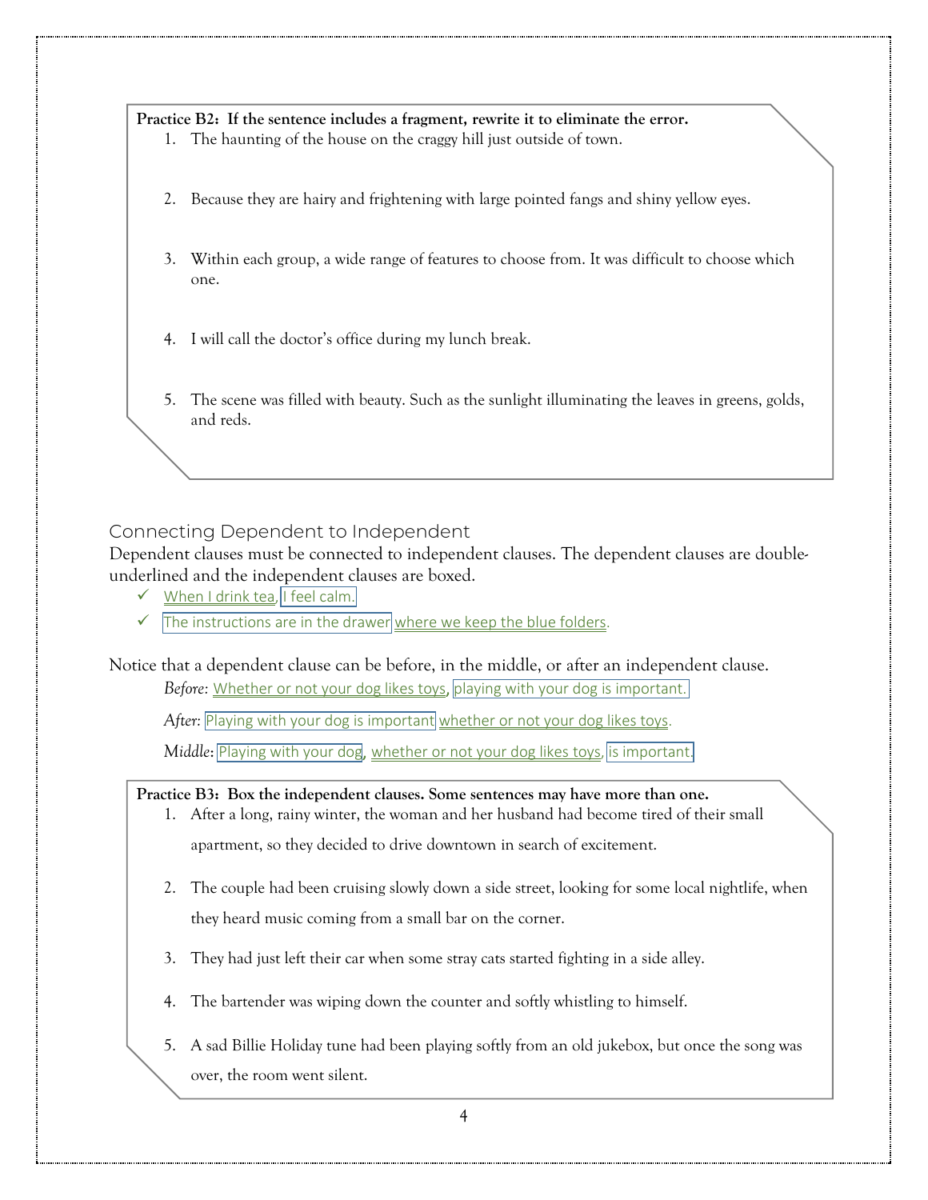**Practice B2: If the sentence includes a fragment, rewrite it to eliminate the error.**

1. The haunting of the house on the craggy hill just outside of town.
2. Because they are hairy and frightening with large pointed fangs and shiny yellow eyes.
3. Within each group, a wide range of features to choose from. It was difficult to choose which one.
4. I will call the doctor's office during my lunch break.
5. The scene was filled with beauty. Such as the sunlight illuminating the leaves in greens, golds, and reds.

## Connecting Dependent to Independent

Dependent clauses must be connected to independent clauses. The dependent clauses are double-underlined and the independent clauses are boxed.

- ✓ When I drink tea, I feel calm.
- ✓ The instructions are in the drawer where we keep the blue folders.

Notice that a dependent clause can be before, in the middle, or after an independent clause.

*Before:* Whether or not your dog likes toys, playing with your dog is important.

*After:* Playing with your dog is important whether or not your dog likes toys.

*Middle:* Playing with your dog, whether or not your dog likes toys, is important.

**Practice B3: Box the independent clauses. Some sentences may have more than one.**

1. After a long, rainy winter, the woman and her husband had become tired of their small apartment, so they decided to drive downtown in search of excitement.
2. The couple had been cruising slowly down a side street, looking for some local nightlife, when they heard music coming from a small bar on the corner.
3. They had just left their car when some stray cats started fighting in a side alley.
4. The bartender was wiping down the counter and softly whistling to himself.
5. A sad Billie Holiday tune had been playing softly from an old jukebox, but once the song was over, the room went silent.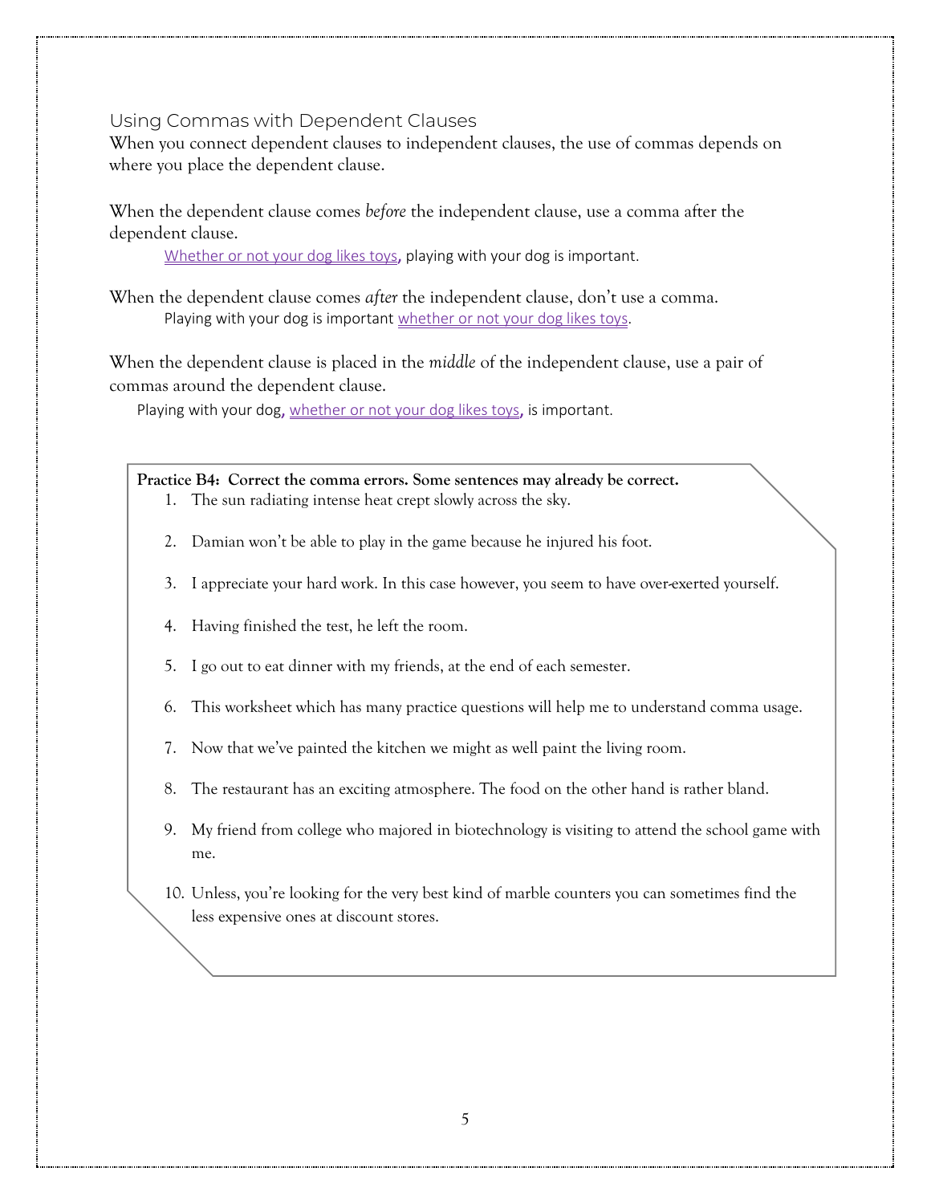## Using Commas with Dependent Clauses

When you connect dependent clauses to independent clauses, the use of commas depends on where you place the dependent clause.

When the dependent clause comes *before* the independent clause, use a comma after the dependent clause.

> <u>Whether or not your dog likes toys</u>, playing with your dog is important.

When the dependent clause comes *after* the independent clause, don't use a comma.

> Playing with your dog is important <u>whether or not your dog likes toys</u>.

When the dependent clause is placed in the *middle* of the independent clause, use a pair of commas around the dependent clause.

> Playing with your dog, <u>whether or not your dog likes toys</u>, is important.

**Practice B4: Correct the comma errors. Some sentences may already be correct.**

1. The sun radiating intense heat crept slowly across the sky.
2. Damian won't be able to play in the game because he injured his foot.
3. I appreciate your hard work. In this case however, you seem to have over-exerted yourself.
4. Having finished the test, he left the room.
5. I go out to eat dinner with my friends, at the end of each semester.
6. This worksheet which has many practice questions will help me to understand comma usage.
7. Now that we've painted the kitchen we might as well paint the living room.
8. The restaurant has an exciting atmosphere. The food on the other hand is rather bland.
9. My friend from college who majored in biotechnology is visiting to attend the school game with me.
10. Unless, you're looking for the very best kind of marble counters you can sometimes find the less expensive ones at discount stores.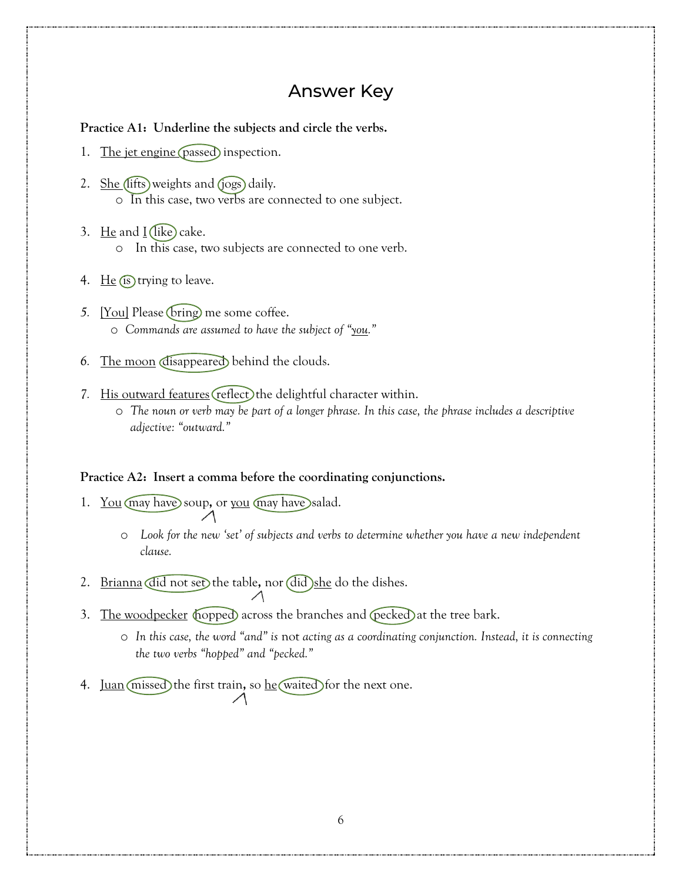# Answer Key

**Practice A1: Underline the subjects and circle the verbs.**

1. The jet engine passed inspection.

2. She lifts weights and jogs daily.
   - In this case, two verbs are connected to one subject.

3. He and I like cake.
   - In this case, two subjects are connected to one verb.

4. He is trying to leave.

5. [You] Please bring me some coffee.
   - *Commands are assumed to have the subject of "you."*

6. The moon disappeared behind the clouds.

7. His outward features reflect the delightful character within.
   - *The noun or verb may be part of a longer phrase. In this case, the phrase includes a descriptive adjective: "outward."*

**Practice A2: Insert a comma before the coordinating conjunctions.**

1. You may have soup, or you may have salad.
   - *Look for the new 'set' of subjects and verbs to determine whether you have a new independent clause.*

2. Brianna did not set the table, nor did she do the dishes.

3. The woodpecker hopped across the branches and pecked at the tree bark.
   - *In this case, the word "and" is* not *acting as a coordinating conjunction. Instead, it is connecting the two verbs "hopped" and "pecked."*

4. Juan missed the first train, so he waited for the next one.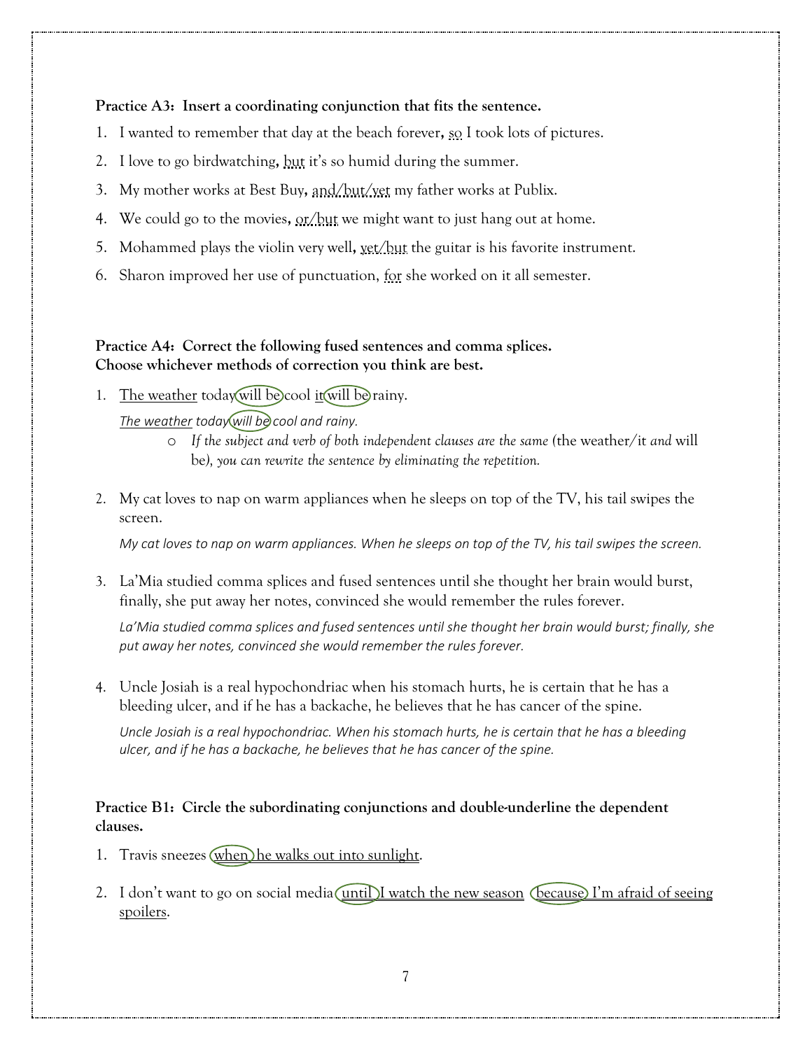**Practice A3: Insert a coordinating conjunction that fits the sentence.**

1. I wanted to remember that day at the beach forever**,** so I took lots of pictures.
2. I love to go birdwatching**,** but it's so humid during the summer.
3. My mother works at Best Buy**,** and/but/yet my father works at Publix.
4. We could go to the movies**,** or/but we might want to just hang out at home.
5. Mohammed plays the violin very well**,** yet/but the guitar is his favorite instrument.
6. Sharon improved her use of punctuation, for she worked on it all semester.

**Practice A4: Correct the following fused sentences and comma splices.**
**Choose whichever methods of correction you think are best.**

1. The weather today will be cool it will be rainy.

   *The weather today will be cool and rainy.*

   - *If the subject and verb of both independent clauses are the same (*the weather/it *and* will be*), you can rewrite the sentence by eliminating the repetition.*

2. My cat loves to nap on warm appliances when he sleeps on top of the TV, his tail swipes the screen.

   *My cat loves to nap on warm appliances. When he sleeps on top of the TV, his tail swipes the screen.*

3. La'Mia studied comma splices and fused sentences until she thought her brain would burst, finally, she put away her notes, convinced she would remember the rules forever.

   *La'Mia studied comma splices and fused sentences until she thought her brain would burst; finally, she put away her notes, convinced she would remember the rules forever.*

4. Uncle Josiah is a real hypochondriac when his stomach hurts, he is certain that he has a bleeding ulcer, and if he has a backache, he believes that he has cancer of the spine.

   *Uncle Josiah is a real hypochondriac. When his stomach hurts, he is certain that he has a bleeding ulcer, and if he has a backache, he believes that he has cancer of the spine.*

**Practice B1: Circle the subordinating conjunctions and double-underline the dependent clauses.**

1. Travis sneezes when he walks out into sunlight.
2. I don't want to go on social media until I watch the new season because I'm afraid of seeing spoilers.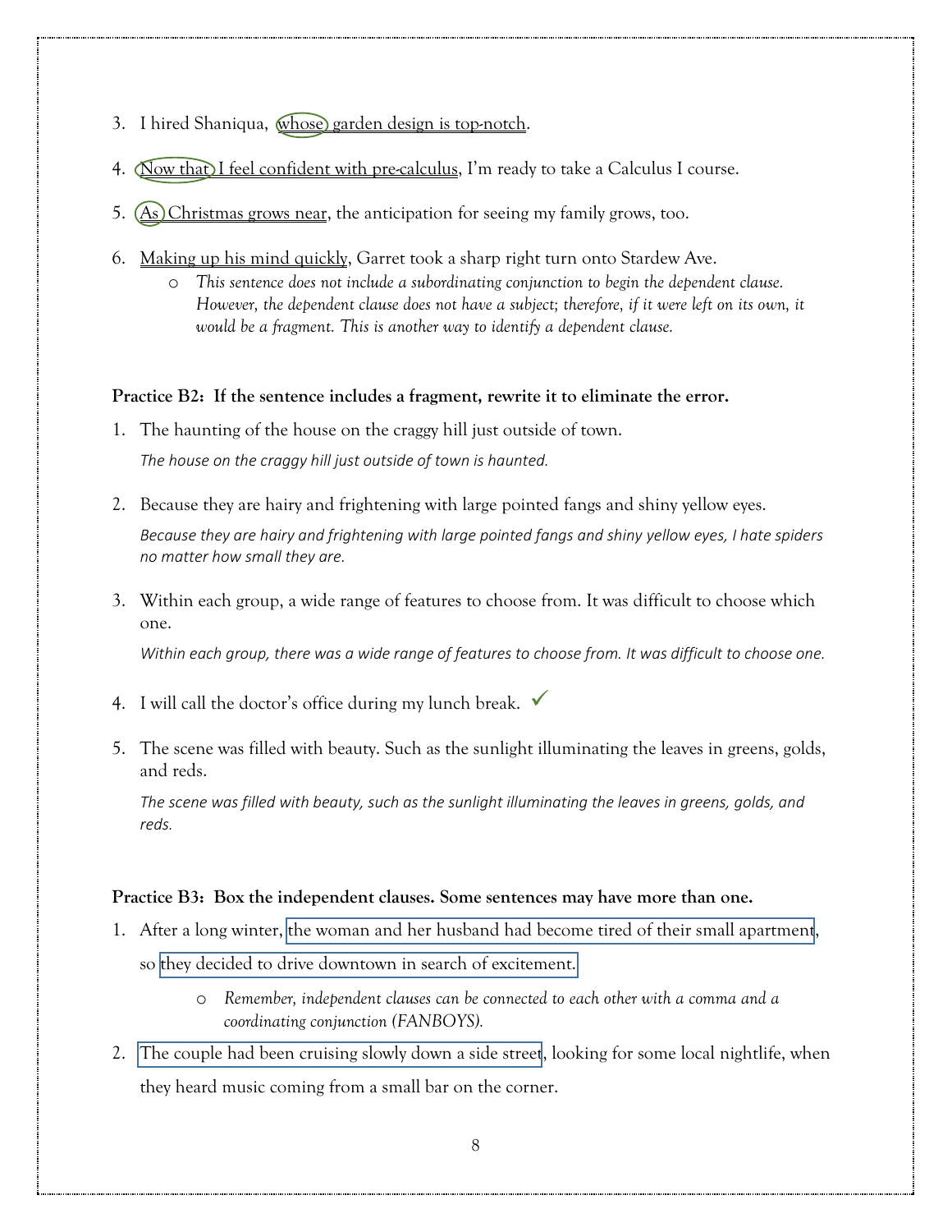3. I hired Shaniqua, whose garden design is top-notch.

4. Now that I feel confident with pre-calculus, I'm ready to take a Calculus I course.

5. As Christmas grows near, the anticipation for seeing my family grows, too.

6. Making up his mind quickly, Garret took a sharp right turn onto Stardew Ave.
   - *This sentence does not include a subordinating conjunction to begin the dependent clause. However, the dependent clause does not have a subject; therefore, if it were left on its own, it would be a fragment. This is another way to identify a dependent clause.*

**Practice B2: If the sentence includes a fragment, rewrite it to eliminate the error.**

1. The haunting of the house on the craggy hill just outside of town.

   *The house on the craggy hill just outside of town is haunted.*

2. Because they are hairy and frightening with large pointed fangs and shiny yellow eyes.

   *Because they are hairy and frightening with large pointed fangs and shiny yellow eyes, I hate spiders no matter how small they are.*

3. Within each group, a wide range of features to choose from. It was difficult to choose which one.

   *Within each group, there was a wide range of features to choose from. It was difficult to choose one.*

4. I will call the doctor's office during my lunch break. ✓

5. The scene was filled with beauty. Such as the sunlight illuminating the leaves in greens, golds, and reds.

   *The scene was filled with beauty, such as the sunlight illuminating the leaves in greens, golds, and reds.*

**Practice B3: Box the independent clauses. Some sentences may have more than one.**

1. After a long winter, [the woman and her husband had become tired of their small apartment], so [they decided to drive downtown in search of excitement.]
   - *Remember, independent clauses can be connected to each other with a comma and a coordinating conjunction (FANBOYS).*

2. [The couple had been cruising slowly down a side street], looking for some local nightlife, when they heard music coming from a small bar on the corner.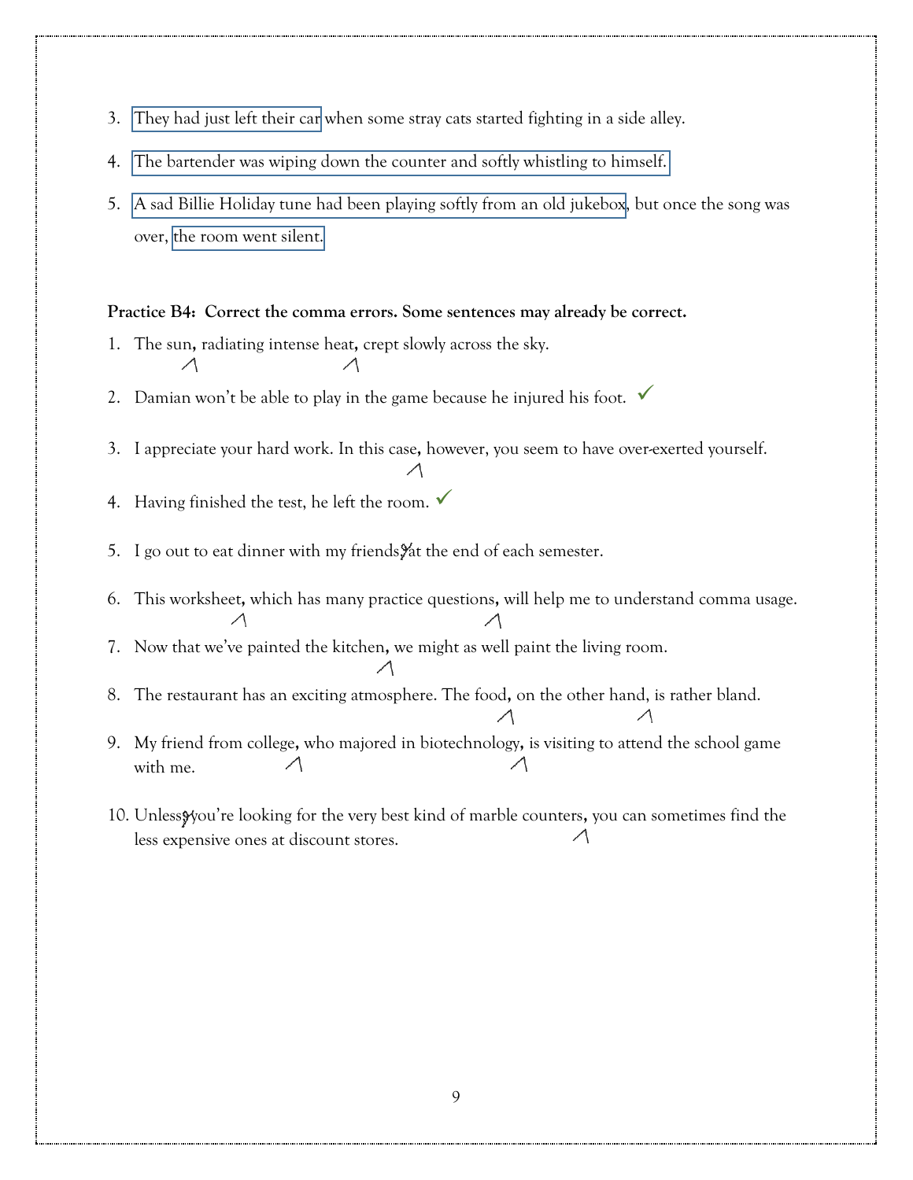3. They had just left their car when some stray cats started fighting in a side alley.

4. The bartender was wiping down the counter and softly whistling to himself.

5. A sad Billie Holiday tune had been playing softly from an old jukebox, but once the song was over, the room went silent.

**Practice B4: Correct the comma errors. Some sentences may already be correct.**

1. The sun, radiating intense heat, crept slowly across the sky.

2. Damian won't be able to play in the game because he injured his foot. ✓

3. I appreciate your hard work. In this case, however, you seem to have over-exerted yourself.

4. Having finished the test, he left the room. ✓

5. I go out to eat dinner with my friends, at the end of each semester.

6. This worksheet, which has many practice questions, will help me to understand comma usage.

7. Now that we've painted the kitchen, we might as well paint the living room.

8. The restaurant has an exciting atmosphere. The food, on the other hand, is rather bland.

9. My friend from college, who majored in biotechnology, is visiting to attend the school game with me.

10. Unless, you're looking for the very best kind of marble counters, you can sometimes find the less expensive ones at discount stores.